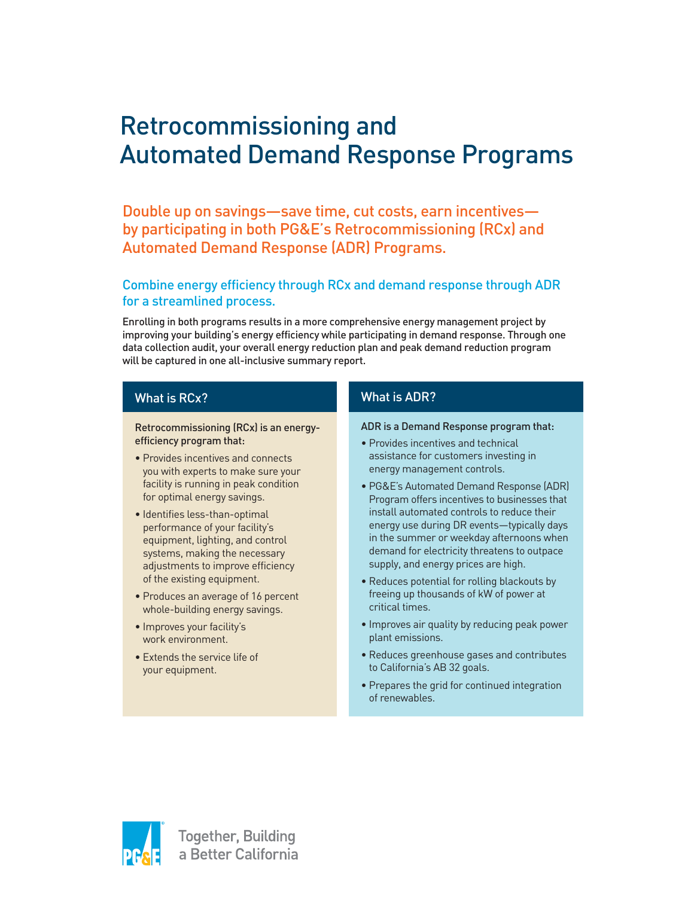# Retrocommissioning and Automated Demand Response Programs

## Double up on savings—save time, cut costs, earn incentives—by participating in both PG&E's Retrocommissioning (RCx) and Automated Demand Response (ADR) Programs.

### Combine energy efficiency through RCx and demand response through ADR for a streamlined process.

Enrolling in both programs results in a more comprehensive energy management project by improving your building's energy efficiency while participating in demand response. Through one data collection audit, your overall energy reduction plan and peak demand reduction program will be captured in one all-inclusive summary report.

### What is RCx?

Retrocommissioning (RCx) is an energy-efficiency program that:

- Provides incentives and connects you with experts to make sure your facility is running in peak condition for optimal energy savings.
- Identifies less-than-optimal performance of your facility's equipment, lighting, and control systems, making the necessary adjustments to improve efficiency of the existing equipment.
- Produces an average of 16 percent whole-building energy savings.
- Improves your facility's work environment.
- Extends the service life of your equipment.

### What is ADR?

ADR is a Demand Response program that:

- Provides incentives and technical assistance for customers investing in energy management controls.
- PG&E's Automated Demand Response (ADR) Program offers incentives to businesses that install automated controls to reduce their energy use during DR events—typically days in the summer or weekday afternoons when demand for electricity threatens to outpace supply, and energy prices are high.
- Reduces potential for rolling blackouts by freeing up thousands of kW of power at critical times.
- Improves air quality by reducing peak power plant emissions.
- Reduces greenhouse gases and contributes to California's AB 32 goals.
- Prepares the grid for continued integration of renewables.

Together, Building a Better California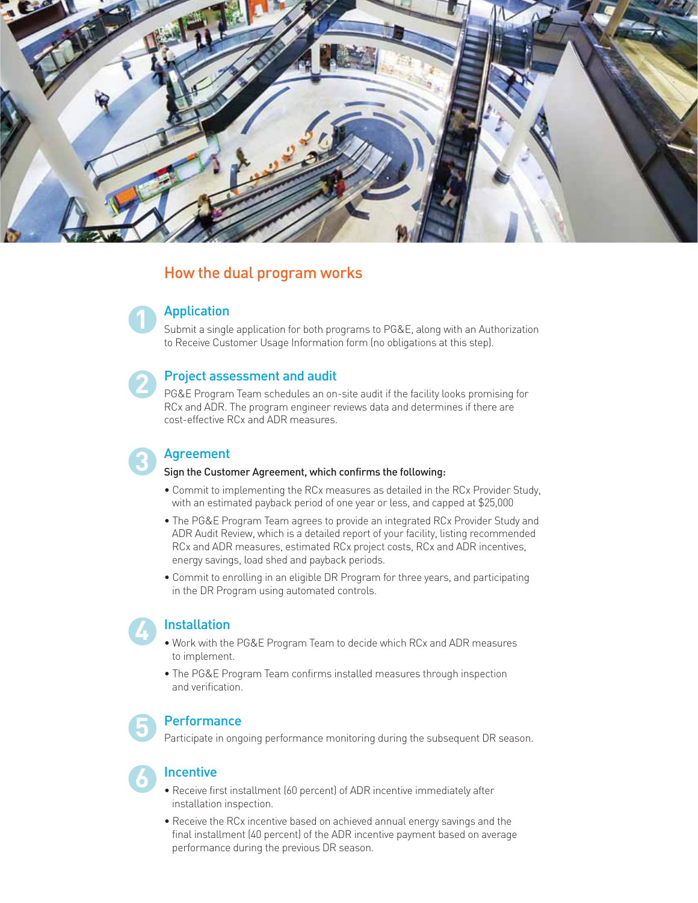## How the dual program works

### 1 Application

Submit a single application for both programs to PG&E, along with an Authorization to Receive Customer Usage Information form (no obligations at this step).

### 2 Project assessment and audit

PG&E Program Team schedules an on-site audit if the facility looks promising for RCx and ADR. The program engineer reviews data and determines if there are cost-effective RCx and ADR measures.

### 3 Agreement

Sign the Customer Agreement, which confirms the following:

- Commit to implementing the RCx measures as detailed in the RCx Provider Study, with an estimated payback period of one year or less, and capped at $25,000
- The PG&E Program Team agrees to provide an integrated RCx Provider Study and ADR Audit Review, which is a detailed report of your facility, listing recommended RCx and ADR measures, estimated RCx project costs, RCx and ADR incentives, energy savings, load shed and payback periods.
- Commit to enrolling in an eligible DR Program for three years, and participating in the DR Program using automated controls.

### 4 Installation

- Work with the PG&E Program Team to decide which RCx and ADR measures to implement.
- The PG&E Program Team confirms installed measures through inspection and verification.

### 5 Performance

Participate in ongoing performance monitoring during the subsequent DR season.

### 6 Incentive

- Receive first installment (60 percent) of ADR incentive immediately after installation inspection.
- Receive the RCx incentive based on achieved annual energy savings and the final installment (40 percent) of the ADR incentive payment based on average performance during the previous DR season.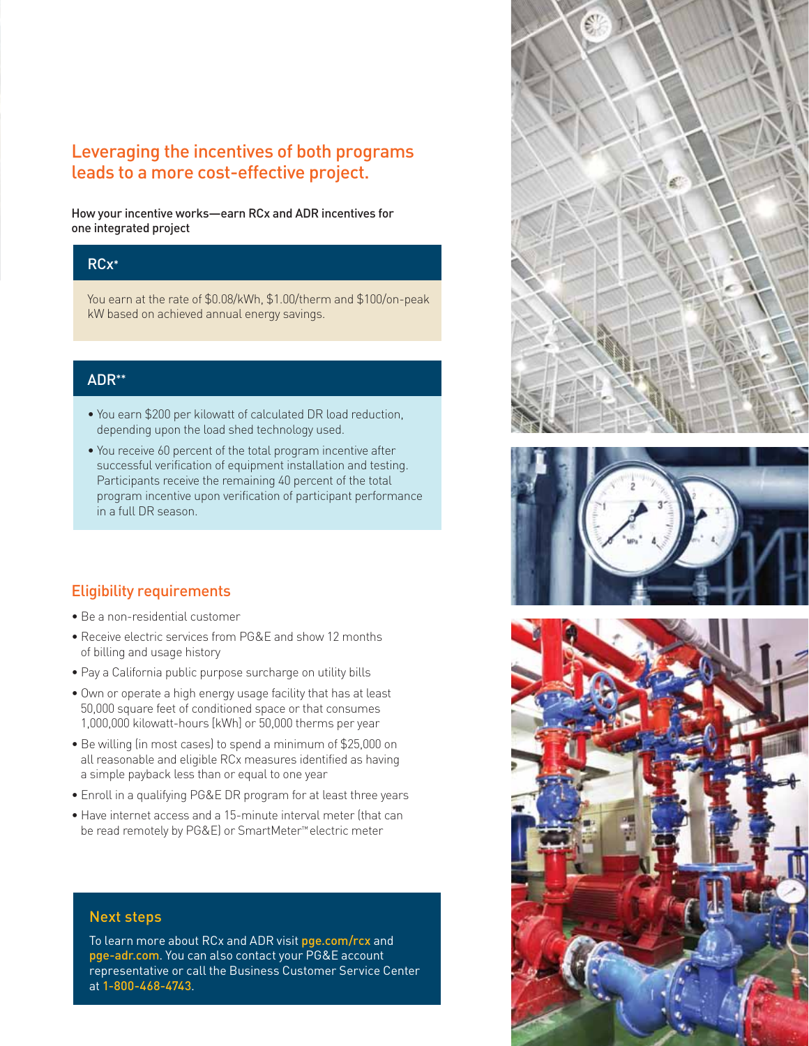## Leveraging the incentives of both programs leads to a more cost-effective project.

How your incentive works—earn RCx and ADR incentives for one integrated project

### RCx*

You earn at the rate of $0.08/kWh, $1.00/therm and $100/on-peak kW based on achieved annual energy savings.

### ADR**

- You earn $200 per kilowatt of calculated DR load reduction, depending upon the load shed technology used.
- You receive 60 percent of the total program incentive after successful verification of equipment installation and testing. Participants receive the remaining 40 percent of the total program incentive upon verification of participant performance in a full DR season.

## Eligibility requirements

- Be a non-residential customer
- Receive electric services from PG&E and show 12 months of billing and usage history
- Pay a California public purpose surcharge on utility bills
- Own or operate a high energy usage facility that has at least 50,000 square feet of conditioned space or that consumes 1,000,000 kilowatt-hours (kWh) or 50,000 therms per year
- Be willing (in most cases) to spend a minimum of $25,000 on all reasonable and eligible RCx measures identified as having a simple payback less than or equal to one year
- Enroll in a qualifying PG&E DR program for at least three years
- Have internet access and a 15-minute interval meter (that can be read remotely by PG&E) or SmartMeter™ electric meter

### Next steps

To learn more about RCx and ADR visit **pge.com/rcx** and **pge-adr.com**. You can also contact your PG&E account representative or call the Business Customer Service Center at **1-800-468-4743**.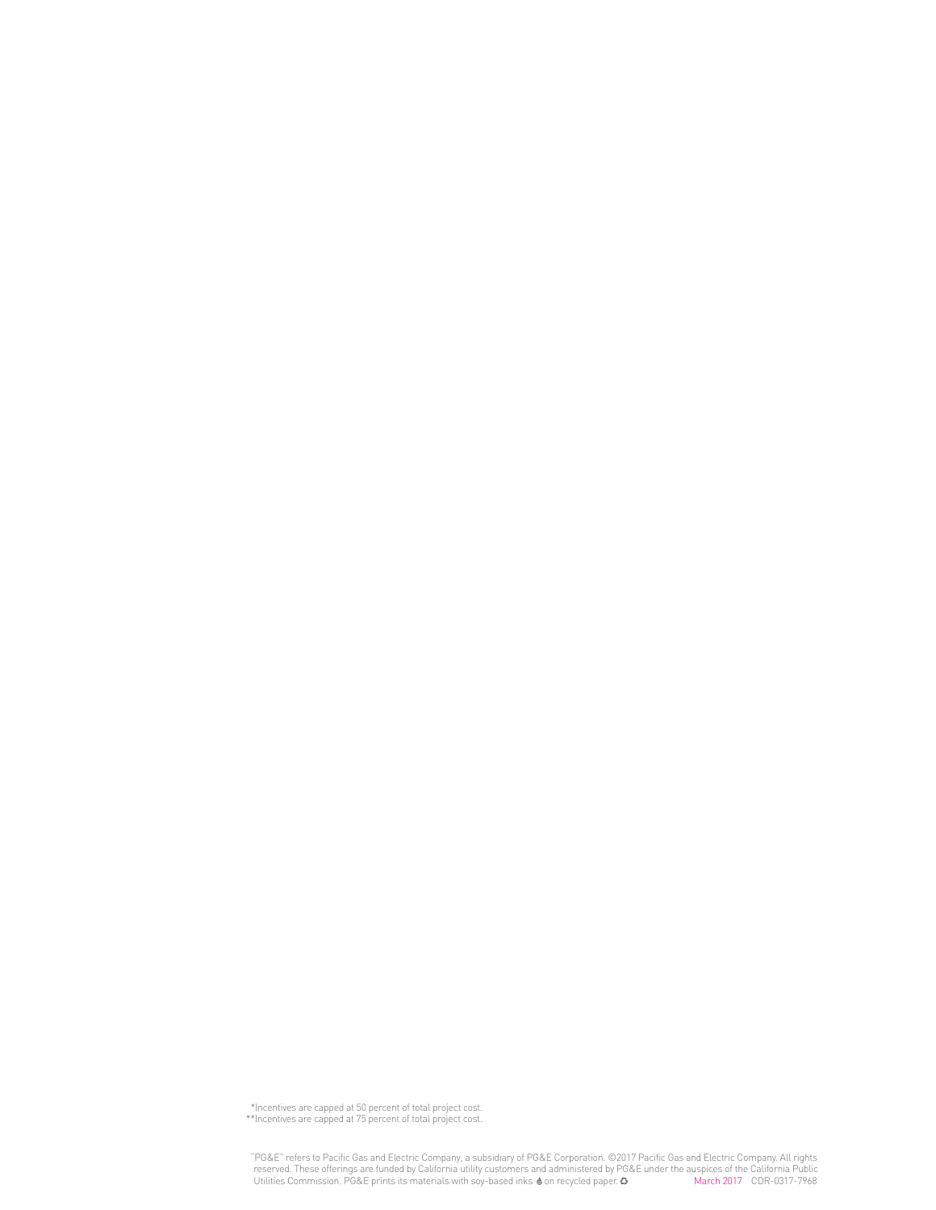*Incentives are capped at 50 percent of total project cost.
**Incentives are capped at 75 percent of total project cost.

"PG&E" refers to Pacific Gas and Electric Company, a subsidiary of PG&E Corporation. ©2017 Pacific Gas and Electric Company. All rights reserved. These offerings are funded by California utility customers and administered by PG&E under the auspices of the California Public Utilities Commission. PG&E prints its materials with soy-based inks on recycled paper. March 2017 CDR-0317-7968